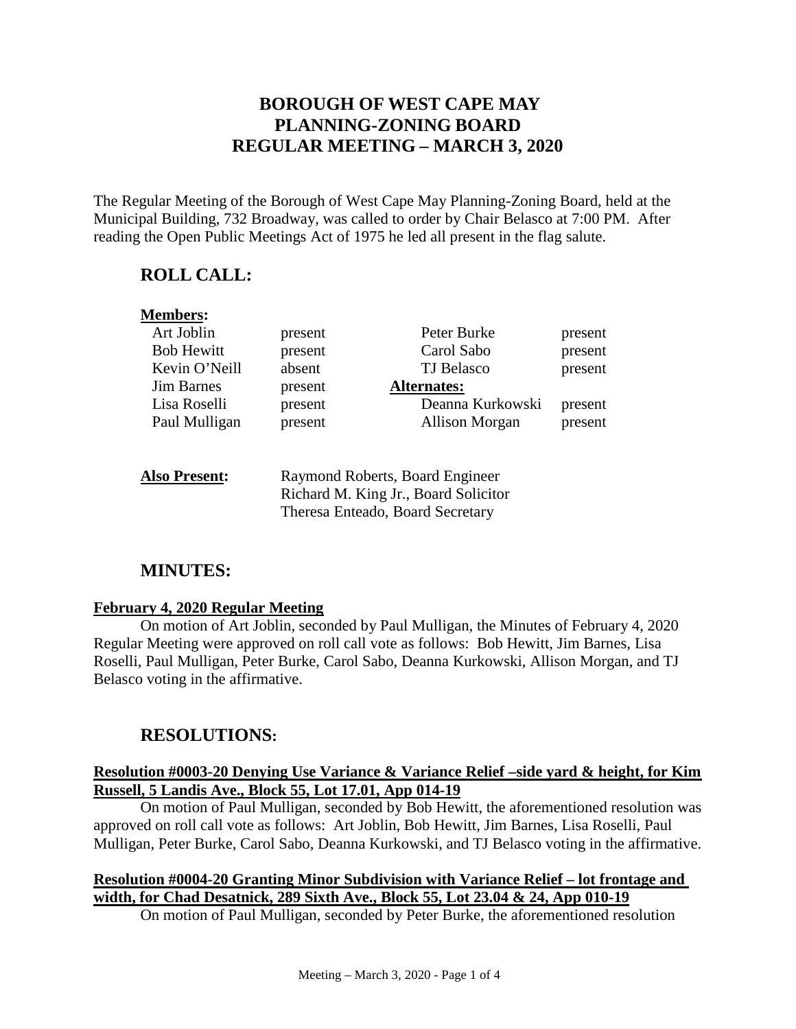# BOROUGH OF WEST CAPE MAY
# PLANNING-ZONING BOARD
# REGULAR MEETING – MARCH 3, 2020

The Regular Meeting of the Borough of West Cape May Planning-Zoning Board, held at the Municipal Building, 732 Broadway, was called to order by Chair Belasco at 7:00 PM. After reading the Open Public Meetings Act of 1975 he led all present in the flag salute.

## ROLL CALL:

**Members:**

| | | | |
|---|---|---|---|
| Art Joblin | present | Peter Burke | present |
| Bob Hewitt | present | Carol Sabo | present |
| Kevin O'Neill | absent | TJ Belasco | present |
| Jim Barnes | present | **Alternates:** | |
| Lisa Roselli | present | Deanna Kurkowski | present |
| Paul Mulligan | present | Allison Morgan | present |

**Also Present:** Raymond Roberts, Board Engineer
Richard M. King Jr., Board Solicitor
Theresa Enteado, Board Secretary

## MINUTES:

**February 4, 2020 Regular Meeting**

On motion of Art Joblin, seconded by Paul Mulligan, the Minutes of February 4, 2020 Regular Meeting were approved on roll call vote as follows: Bob Hewitt, Jim Barnes, Lisa Roselli, Paul Mulligan, Peter Burke, Carol Sabo, Deanna Kurkowski, Allison Morgan, and TJ Belasco voting in the affirmative.

## RESOLUTIONS:

**Resolution #0003-20 Denying Use Variance & Variance Relief –side yard & height, for Kim Russell, 5 Landis Ave., Block 55, Lot 17.01, App 014-19**

On motion of Paul Mulligan, seconded by Bob Hewitt, the aforementioned resolution was approved on roll call vote as follows: Art Joblin, Bob Hewitt, Jim Barnes, Lisa Roselli, Paul Mulligan, Peter Burke, Carol Sabo, Deanna Kurkowski, and TJ Belasco voting in the affirmative.

**Resolution #0004-20 Granting Minor Subdivision with Variance Relief – lot frontage and width, for Chad Desatnick, 289 Sixth Ave., Block 55, Lot 23.04 & 24, App 010-19**

On motion of Paul Mulligan, seconded by Peter Burke, the aforementioned resolution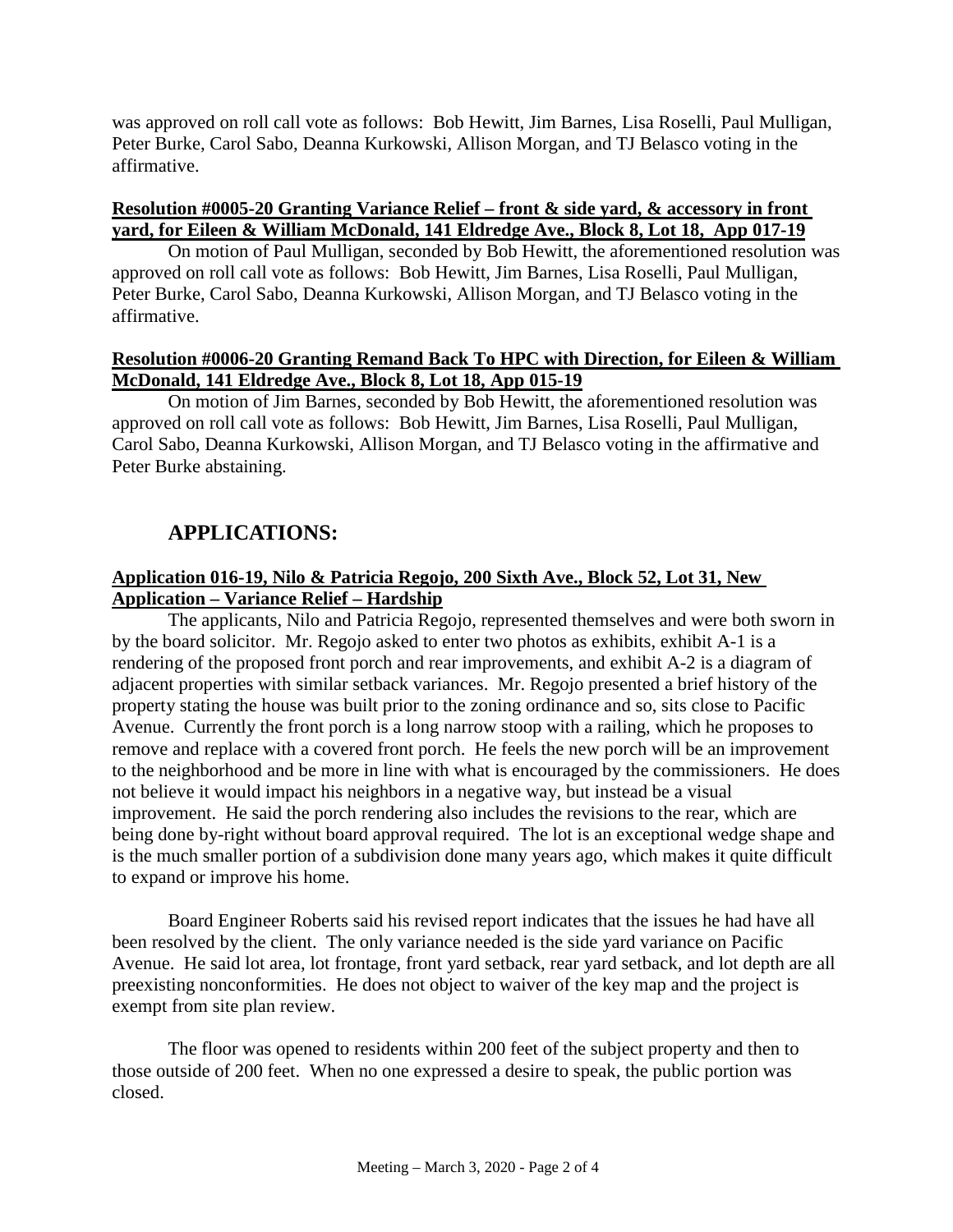was approved on roll call vote as follows: Bob Hewitt, Jim Barnes, Lisa Roselli, Paul Mulligan, Peter Burke, Carol Sabo, Deanna Kurkowski, Allison Morgan, and TJ Belasco voting in the affirmative.

**Resolution #0005-20 Granting Variance Relief – front & side yard, & accessory in front yard, for Eileen & William McDonald, 141 Eldredge Ave., Block 8, Lot 18, App 017-19**

On motion of Paul Mulligan, seconded by Bob Hewitt, the aforementioned resolution was approved on roll call vote as follows: Bob Hewitt, Jim Barnes, Lisa Roselli, Paul Mulligan, Peter Burke, Carol Sabo, Deanna Kurkowski, Allison Morgan, and TJ Belasco voting in the affirmative.

**Resolution #0006-20 Granting Remand Back To HPC with Direction, for Eileen & William McDonald, 141 Eldredge Ave., Block 8, Lot 18, App 015-19**

On motion of Jim Barnes, seconded by Bob Hewitt, the aforementioned resolution was approved on roll call vote as follows: Bob Hewitt, Jim Barnes, Lisa Roselli, Paul Mulligan, Carol Sabo, Deanna Kurkowski, Allison Morgan, and TJ Belasco voting in the affirmative and Peter Burke abstaining.

## APPLICATIONS:

**Application 016-19, Nilo & Patricia Regojo, 200 Sixth Ave., Block 52, Lot 31, New Application – Variance Relief – Hardship**

The applicants, Nilo and Patricia Regojo, represented themselves and were both sworn in by the board solicitor. Mr. Regojo asked to enter two photos as exhibits, exhibit A-1 is a rendering of the proposed front porch and rear improvements, and exhibit A-2 is a diagram of adjacent properties with similar setback variances. Mr. Regojo presented a brief history of the property stating the house was built prior to the zoning ordinance and so, sits close to Pacific Avenue. Currently the front porch is a long narrow stoop with a railing, which he proposes to remove and replace with a covered front porch. He feels the new porch will be an improvement to the neighborhood and be more in line with what is encouraged by the commissioners. He does not believe it would impact his neighbors in a negative way, but instead be a visual improvement. He said the porch rendering also includes the revisions to the rear, which are being done by-right without board approval required. The lot is an exceptional wedge shape and is the much smaller portion of a subdivision done many years ago, which makes it quite difficult to expand or improve his home.

Board Engineer Roberts said his revised report indicates that the issues he had have all been resolved by the client. The only variance needed is the side yard variance on Pacific Avenue. He said lot area, lot frontage, front yard setback, rear yard setback, and lot depth are all preexisting nonconformities. He does not object to waiver of the key map and the project is exempt from site plan review.

The floor was opened to residents within 200 feet of the subject property and then to those outside of 200 feet. When no one expressed a desire to speak, the public portion was closed.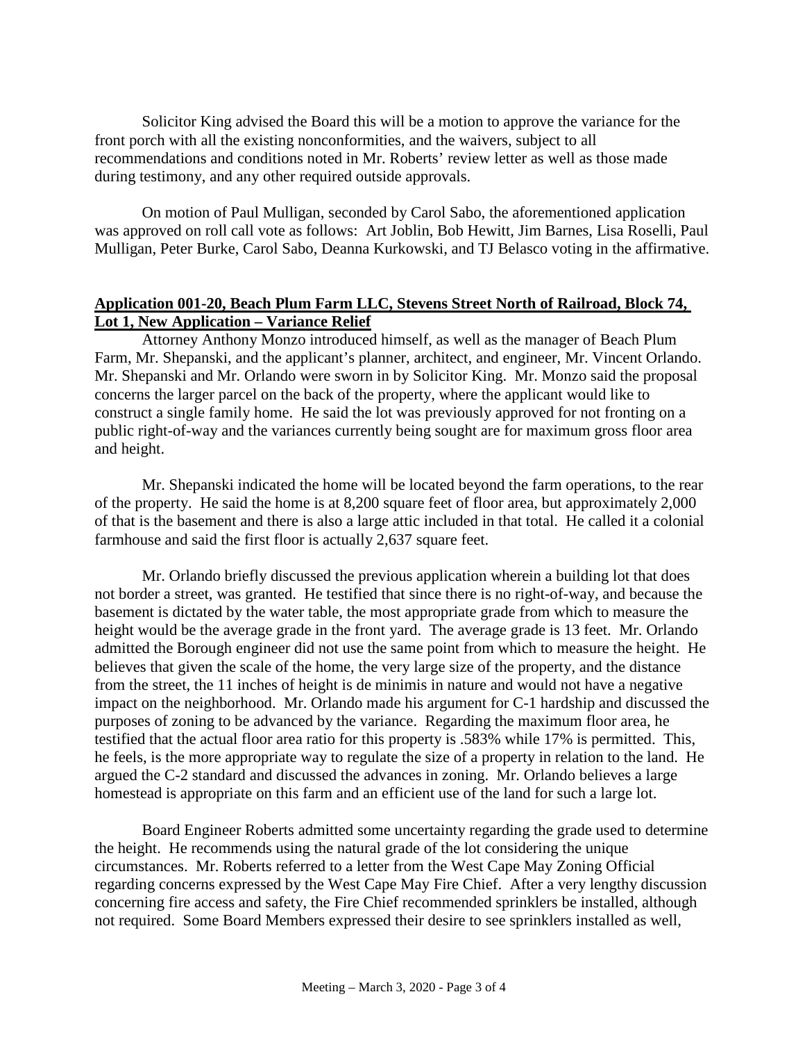Solicitor King advised the Board this will be a motion to approve the variance for the front porch with all the existing nonconformities, and the waivers, subject to all recommendations and conditions noted in Mr. Roberts' review letter as well as those made during testimony, and any other required outside approvals.

On motion of Paul Mulligan, seconded by Carol Sabo, the aforementioned application was approved on roll call vote as follows: Art Joblin, Bob Hewitt, Jim Barnes, Lisa Roselli, Paul Mulligan, Peter Burke, Carol Sabo, Deanna Kurkowski, and TJ Belasco voting in the affirmative.

**Application 001-20, Beach Plum Farm LLC, Stevens Street North of Railroad, Block 74, Lot 1, New Application – Variance Relief**

Attorney Anthony Monzo introduced himself, as well as the manager of Beach Plum Farm, Mr. Shepanski, and the applicant's planner, architect, and engineer, Mr. Vincent Orlando. Mr. Shepanski and Mr. Orlando were sworn in by Solicitor King. Mr. Monzo said the proposal concerns the larger parcel on the back of the property, where the applicant would like to construct a single family home. He said the lot was previously approved for not fronting on a public right-of-way and the variances currently being sought are for maximum gross floor area and height.

Mr. Shepanski indicated the home will be located beyond the farm operations, to the rear of the property. He said the home is at 8,200 square feet of floor area, but approximately 2,000 of that is the basement and there is also a large attic included in that total. He called it a colonial farmhouse and said the first floor is actually 2,637 square feet.

Mr. Orlando briefly discussed the previous application wherein a building lot that does not border a street, was granted. He testified that since there is no right-of-way, and because the basement is dictated by the water table, the most appropriate grade from which to measure the height would be the average grade in the front yard. The average grade is 13 feet. Mr. Orlando admitted the Borough engineer did not use the same point from which to measure the height. He believes that given the scale of the home, the very large size of the property, and the distance from the street, the 11 inches of height is de minimis in nature and would not have a negative impact on the neighborhood. Mr. Orlando made his argument for C-1 hardship and discussed the purposes of zoning to be advanced by the variance. Regarding the maximum floor area, he testified that the actual floor area ratio for this property is .583% while 17% is permitted. This, he feels, is the more appropriate way to regulate the size of a property in relation to the land. He argued the C-2 standard and discussed the advances in zoning. Mr. Orlando believes a large homestead is appropriate on this farm and an efficient use of the land for such a large lot.

Board Engineer Roberts admitted some uncertainty regarding the grade used to determine the height. He recommends using the natural grade of the lot considering the unique circumstances. Mr. Roberts referred to a letter from the West Cape May Zoning Official regarding concerns expressed by the West Cape May Fire Chief. After a very lengthy discussion concerning fire access and safety, the Fire Chief recommended sprinklers be installed, although not required. Some Board Members expressed their desire to see sprinklers installed as well,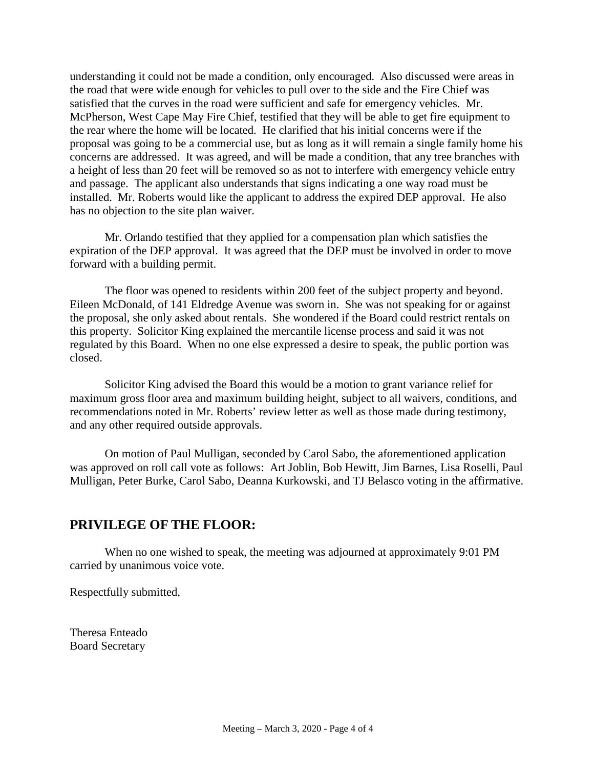understanding it could not be made a condition, only encouraged. Also discussed were areas in the road that were wide enough for vehicles to pull over to the side and the Fire Chief was satisfied that the curves in the road were sufficient and safe for emergency vehicles. Mr. McPherson, West Cape May Fire Chief, testified that they will be able to get fire equipment to the rear where the home will be located. He clarified that his initial concerns were if the proposal was going to be a commercial use, but as long as it will remain a single family home his concerns are addressed. It was agreed, and will be made a condition, that any tree branches with a height of less than 20 feet will be removed so as not to interfere with emergency vehicle entry and passage. The applicant also understands that signs indicating a one way road must be installed. Mr. Roberts would like the applicant to address the expired DEP approval. He also has no objection to the site plan waiver.

Mr. Orlando testified that they applied for a compensation plan which satisfies the expiration of the DEP approval. It was agreed that the DEP must be involved in order to move forward with a building permit.

The floor was opened to residents within 200 feet of the subject property and beyond. Eileen McDonald, of 141 Eldredge Avenue was sworn in. She was not speaking for or against the proposal, she only asked about rentals. She wondered if the Board could restrict rentals on this property. Solicitor King explained the mercantile license process and said it was not regulated by this Board. When no one else expressed a desire to speak, the public portion was closed.

Solicitor King advised the Board this would be a motion to grant variance relief for maximum gross floor area and maximum building height, subject to all waivers, conditions, and recommendations noted in Mr. Roberts' review letter as well as those made during testimony, and any other required outside approvals.

On motion of Paul Mulligan, seconded by Carol Sabo, the aforementioned application was approved on roll call vote as follows: Art Joblin, Bob Hewitt, Jim Barnes, Lisa Roselli, Paul Mulligan, Peter Burke, Carol Sabo, Deanna Kurkowski, and TJ Belasco voting in the affirmative.

## PRIVILEGE OF THE FLOOR:

When no one wished to speak, the meeting was adjourned at approximately 9:01 PM carried by unanimous voice vote.

Respectfully submitted,

Theresa Enteado
Board Secretary